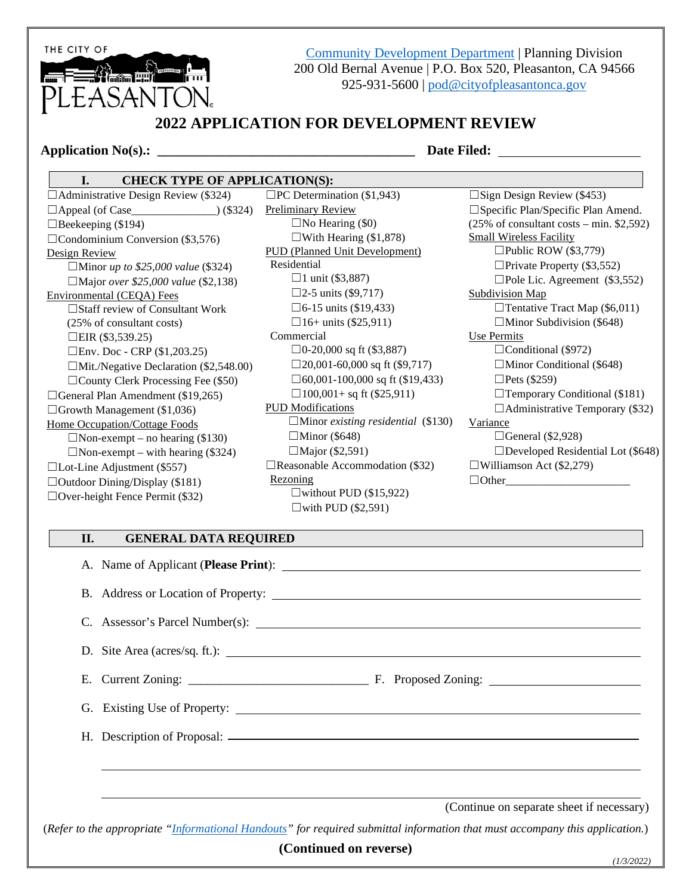THE CITY OF PLEASANTON

Community Development Department | Planning Division
200 Old Bernal Avenue | P.O. Box 520, Pleasanton, CA 94566
925-931-5600 | pod@cityofpleasantonca.gov

# 2022 APPLICATION FOR DEVELOPMENT REVIEW

**Application No(s).:** ______________________________ **Date Filed:** ____________________

## I. CHECK TYPE OF APPLICATION(S):

☐Administrative Design Review ($324)
☐Appeal (of Case______________) ($324)
☐Beekeeping ($194)
☐Condominium Conversion ($3,576)
Design Review
- ☐Minor *up to $25,000 value* ($324)
- ☐Major *over $25,000 value* ($2,138)

Environmental (CEQA) Fees
- ☐Staff review of Consultant Work (25% of consultant costs)
- ☐EIR ($3,539.25)
- ☐Env. Doc - CRP ($1,203.25)
- ☐Mit./Negative Declaration ($2,548.00)
- ☐County Clerk Processing Fee ($50)

☐General Plan Amendment ($19,265)
☐Growth Management ($1,036)
Home Occupation/Cottage Foods
- ☐Non-exempt – no hearing ($130)
- ☐Non-exempt – with hearing ($324)

☐Lot-Line Adjustment ($557)
☐Outdoor Dining/Display ($181)
☐Over-height Fence Permit ($32)

☐PC Determination ($1,943)
Preliminary Review
- ☐No Hearing ($0)
- ☐With Hearing ($1,878)

PUD (Planned Unit Development)
Residential
- ☐1 unit ($3,887)
- ☐2-5 units ($9,717)
- ☐6-15 units ($19,433)
- ☐16+ units ($25,911)

Commercial
- ☐0-20,000 sq ft ($3,887)
- ☐20,001-60,000 sq ft ($9,717)
- ☐60,001-100,000 sq ft ($19,433)
- ☐100,001+ sq ft ($25,911)

PUD Modifications
- ☐Minor *existing residential* ($130)
- ☐Minor ($648)
- ☐Major ($2,591)

☐Reasonable Accommodation ($32)
Rezoning
- ☐without PUD ($15,922)
- ☐with PUD ($2,591)

☐Sign Design Review ($453)
☐Specific Plan/Specific Plan Amend. (25% of consultant costs – min. $2,592)
Small Wireless Facility
- ☐Public ROW ($3,779)
- ☐Private Property ($3,552)
- ☐Pole Lic. Agreement ($3,552)

Subdivision Map
- ☐Tentative Tract Map ($6,011)
- ☐Minor Subdivision ($648)

Use Permits
- ☐Conditional ($972)
- ☐Minor Conditional ($648)
- ☐Pets ($259)
- ☐Temporary Conditional ($181)
- ☐Administrative Temporary ($32)

Variance
- ☐General ($2,928)
- ☐Developed Residential Lot ($648)

☐Williamson Act ($2,279)
☐Other____________________

## II. GENERAL DATA REQUIRED

A. Name of Applicant (**Please Print**): ____________________

B. Address or Location of Property: ____________________

C. Assessor's Parcel Number(s): ____________________

D. Site Area (acres/sq. ft.): ____________________

E. Current Zoning: ____________________ F. Proposed Zoning: ____________________

G. Existing Use of Property: ____________________

H. Description of Proposal: ____________________

(Continue on separate sheet if necessary)

(*Refer to the appropriate "Informational Handouts" for required submittal information that must accompany this application.*)

**(Continued on reverse)**

*(1/3/2022)*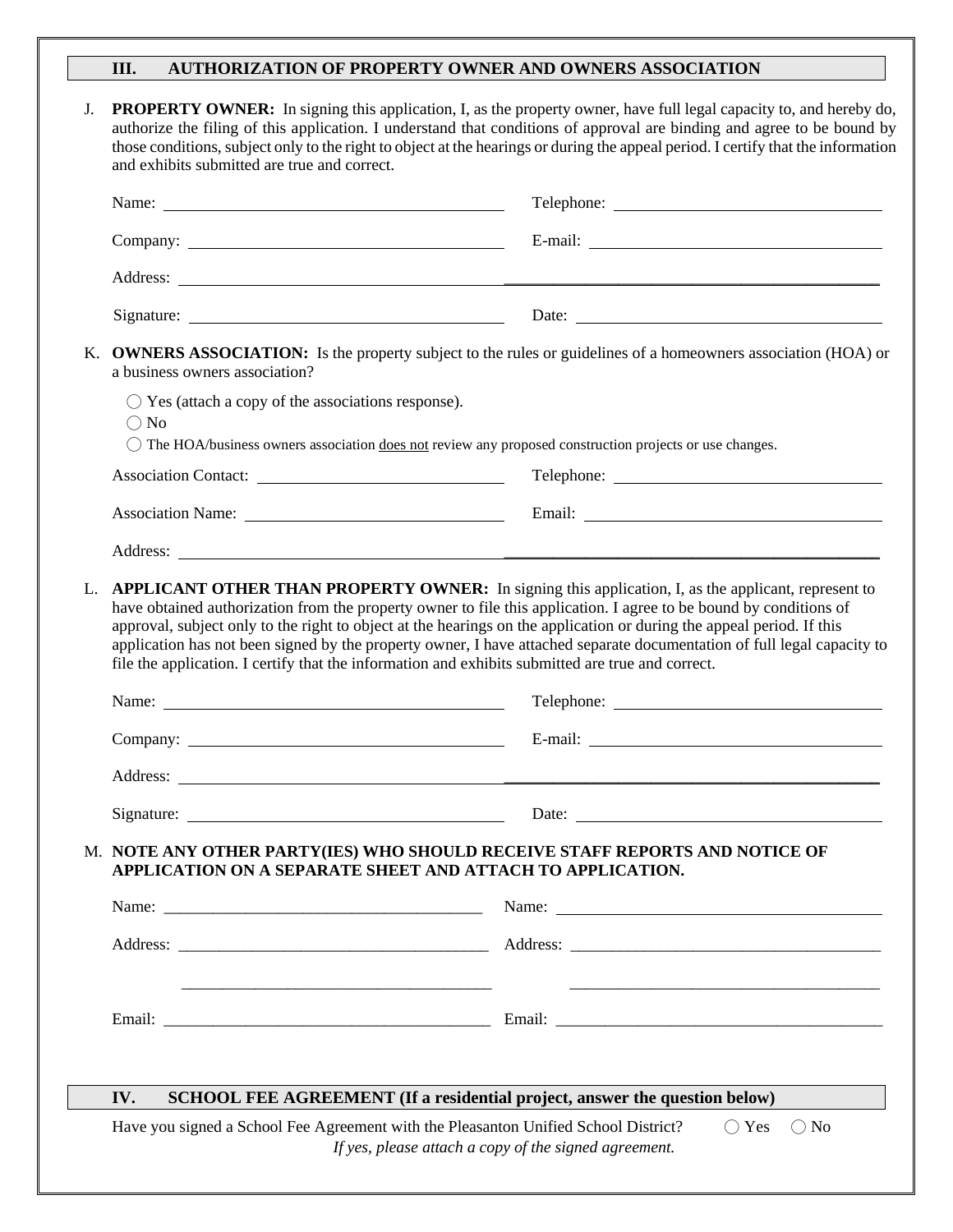## III. AUTHORIZATION OF PROPERTY OWNER AND OWNERS ASSOCIATION

J. **PROPERTY OWNER:** In signing this application, I, as the property owner, have full legal capacity to, and hereby do, authorize the filing of this application. I understand that conditions of approval are binding and agree to be bound by those conditions, subject only to the right to object at the hearings or during the appeal period. I certify that the information and exhibits submitted are true and correct.

Name: ______________________ Telephone: ______________________

Company: ______________________ E-mail: ______________________

Address: ____________________________________________

Signature: ______________________ Date: ______________________

K. **OWNERS ASSOCIATION:** Is the property subject to the rules or guidelines of a homeowners association (HOA) or a business owners association?

◯ Yes (attach a copy of the associations response).
◯ No
◯ The HOA/business owners association does not review any proposed construction projects or use changes.

Association Contact: ______________________ Telephone: ______________________

Association Name: ______________________ Email: ______________________

Address: ____________________________________________

L. **APPLICANT OTHER THAN PROPERTY OWNER:** In signing this application, I, as the applicant, represent to have obtained authorization from the property owner to file this application. I agree to be bound by conditions of approval, subject only to the right to object at the hearings on the application or during the appeal period. If this application has not been signed by the property owner, I have attached separate documentation of full legal capacity to file the application. I certify that the information and exhibits submitted are true and correct.

Name: ______________________ Telephone: ______________________

Company: ______________________ E-mail: ______________________

Address: ____________________________________________

Signature: ______________________ Date: ______________________

M. **NOTE ANY OTHER PARTY(IES) WHO SHOULD RECEIVE STAFF REPORTS AND NOTICE OF APPLICATION ON A SEPARATE SHEET AND ATTACH TO APPLICATION.**

Name: ______________________ Name: ______________________

Address: ______________________ Address: ______________________

______________________ ______________________

Email: ______________________ Email: ______________________

## IV. SCHOOL FEE AGREEMENT (If a residential project, answer the question below)

Have you signed a School Fee Agreement with the Pleasanton Unified School District? ◯ Yes ◯ No

*If yes, please attach a copy of the signed agreement.*